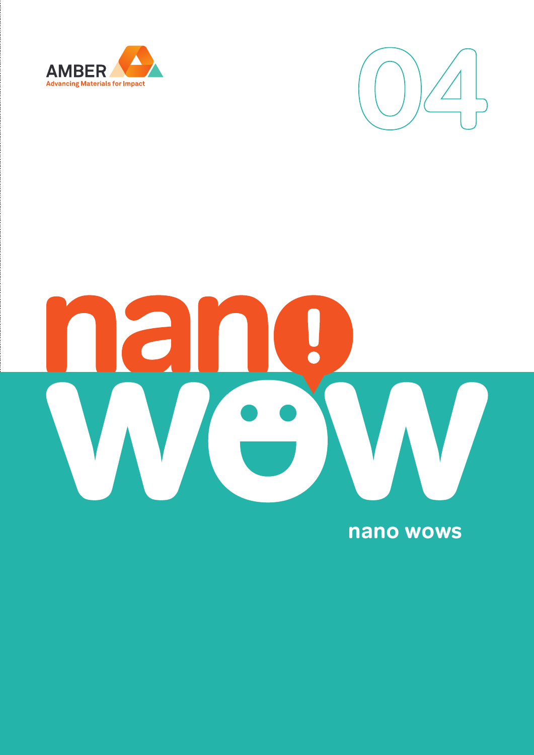AMBER

Advancing Materials for Impact

04

# nano! wow

nano wows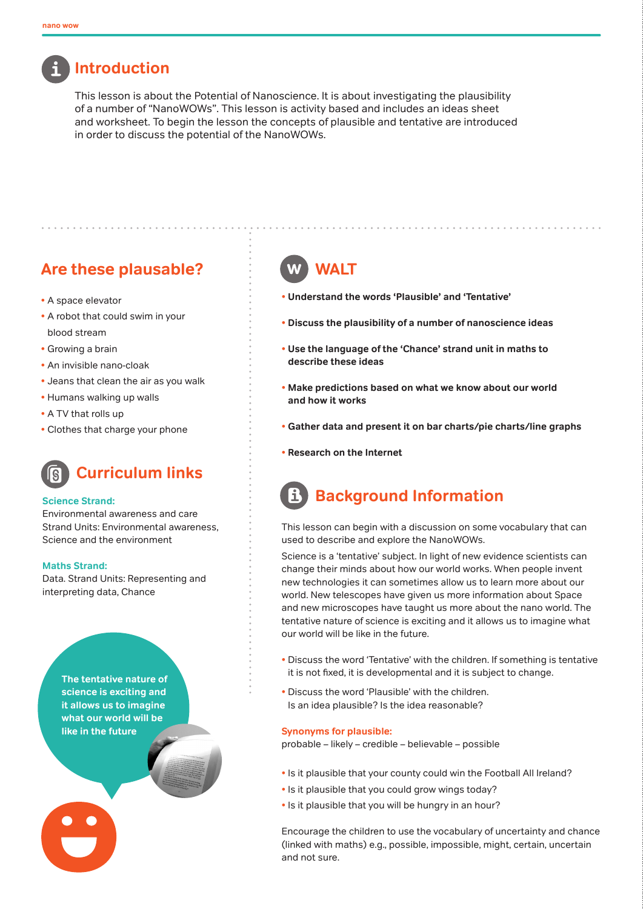## Introduction

This lesson is about the Potential of Nanoscience. It is about investigating the plausibility of a number of "NanoWOWs". This lesson is activity based and includes an ideas sheet and worksheet. To begin the lesson the concepts of plausible and tentative are introduced in order to discuss the potential of the NanoWOWs.

## Are these plausable?

- A space elevator
- A robot that could swim in your blood stream
- Growing a brain
- An invisible nano-cloak
- Jeans that clean the air as you walk
- Humans walking up walls
- A TV that rolls up
- Clothes that charge your phone

## Curriculum links

**Science Strand:**
Environmental awareness and care
Strand Units: Environmental awareness, Science and the environment

**Maths Strand:**
Data. Strand Units: Representing and interpreting data, Chance

**The tentative nature of science is exciting and it allows us to imagine what our world will be like in the future**

## WALT

- **Understand the words 'Plausible' and 'Tentative'**
- **Discuss the plausibility of a number of nanoscience ideas**
- **Use the language of the 'Chance' strand unit in maths to describe these ideas**
- **Make predictions based on what we know about our world and how it works**
- **Gather data and present it on bar charts/pie charts/line graphs**
- **Research on the Internet**

## Background Information

This lesson can begin with a discussion on some vocabulary that can used to describe and explore the NanoWOWs.

Science is a 'tentative' subject. In light of new evidence scientists can change their minds about how our world works. When people invent new technologies it can sometimes allow us to learn more about our world. New telescopes have given us more information about Space and new microscopes have taught us more about the nano world. The tentative nature of science is exciting and it allows us to imagine what our world will be like in the future.

- Discuss the word 'Tentative' with the children. If something is tentative it is not fixed, it is developmental and it is subject to change.
- Discuss the word 'Plausible' with the children. Is an idea plausible? Is the idea reasonable?

**Synonyms for plausible:**
probable – likely – credible – believable – possible

- Is it plausible that your county could win the Football All Ireland?
- Is it plausible that you could grow wings today?
- Is it plausible that you will be hungry in an hour?

Encourage the children to use the vocabulary of uncertainty and chance (linked with maths) e.g., possible, impossible, might, certain, uncertain and not sure.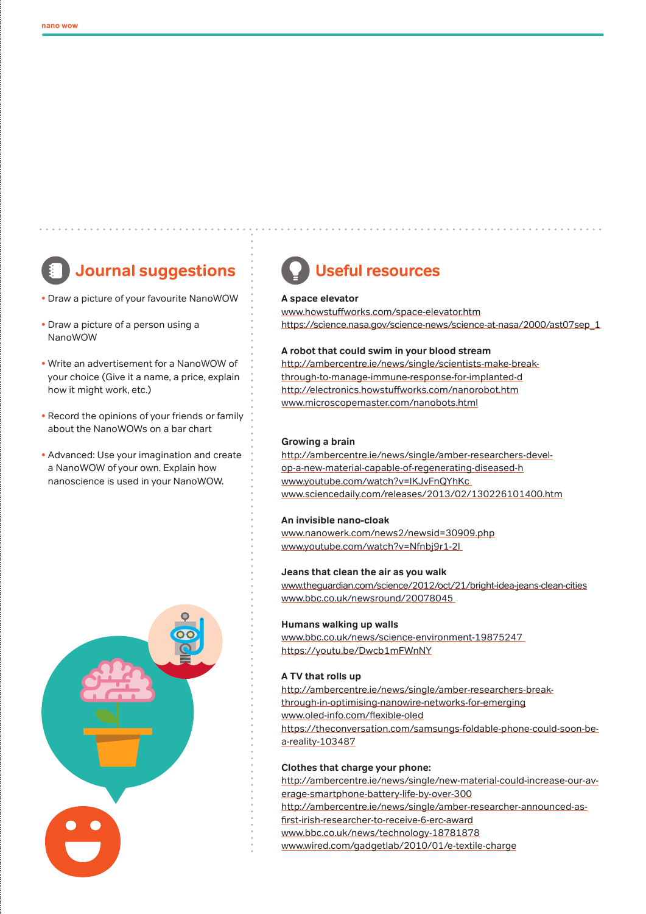## Journal suggestions

- Draw a picture of your favourite NanoWOW
- Draw a picture of a person using a NanoWOW
- Write an advertisement for a NanoWOW of your choice (Give it a name, a price, explain how it might work, etc.)
- Record the opinions of your friends or family about the NanoWOWs on a bar chart
- Advanced: Use your imagination and create a NanoWOW of your own. Explain how nanoscience is used in your NanoWOW.

## Useful resources

**A space elevator**
www.howstuffworks.com/space-elevator.htm
https://science.nasa.gov/science-news/science-at-nasa/2000/ast07sep_1

**A robot that could swim in your blood stream**
http://ambercentre.ie/news/single/scientists-make-break-through-to-manage-immune-response-for-implanted-d
http://electronics.howstuffworks.com/nanorobot.htm
www.microscopemaster.com/nanobots.html

**Growing a brain**
http://ambercentre.ie/news/single/amber-researchers-devel-op-a-new-material-capable-of-regenerating-diseased-h
www.youtube.com/watch?v=lKJvFnQYhKc
www.sciencedaily.com/releases/2013/02/130226101400.htm

**An invisible nano-cloak**
www.nanowerk.com/news2/newsid=30909.php
www.youtube.com/watch?v=Nfnbj9r1-2I

**Jeans that clean the air as you walk**
www.theguardian.com/science/2012/oct/21/bright-idea-jeans-clean-cities
www.bbc.co.uk/newsround/20078045

**Humans walking up walls**
www.bbc.co.uk/news/science-environment-19875247
https://youtu.be/Dwcb1mFWnNY

**A TV that rolls up**
http://ambercentre.ie/news/single/amber-researchers-break-through-in-optimising-nanowire-networks-for-emerging
www.oled-info.com/flexible-oled
https://theconversation.com/samsungs-foldable-phone-could-soon-be-a-reality-103487

**Clothes that charge your phone:**
http://ambercentre.ie/news/single/new-material-could-increase-our-av-erage-smartphone-battery-life-by-over-300
http://ambercentre.ie/news/single/amber-researcher-announced-as-first-irish-researcher-to-receive-6-erc-award
www.bbc.co.uk/news/technology-18781878
www.wired.com/gadgetlab/2010/01/e-textile-charge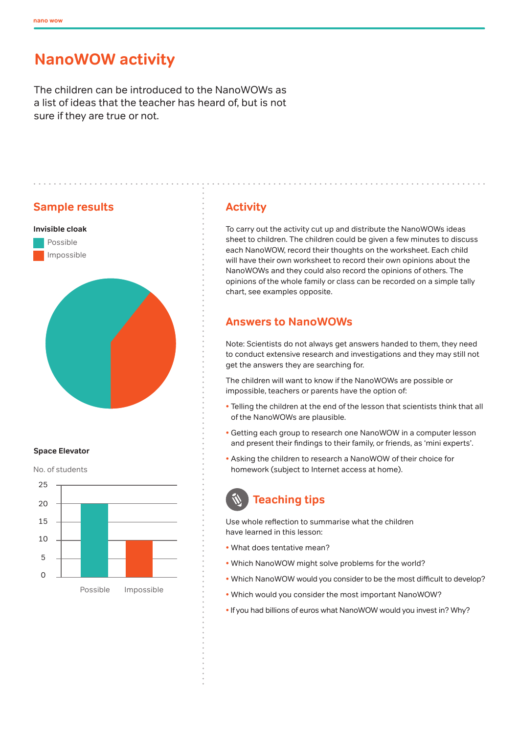# NanoWOW activity

The children can be introduced to the NanoWOWs as a list of ideas that the teacher has heard of, but is not sure if they are true or not.

## Sample results

**Invisible cloak**

Possible

Impossible

**Space Elevator**

No. of students

| | No. of students |
|---|---|
| Possible | 20 |
| Impossible | 10 |

## Activity

To carry out the activity cut up and distribute the NanoWOWs ideas sheet to children. The children could be given a few minutes to discuss each NanoWOW, record their thoughts on the worksheet. Each child will have their own worksheet to record their own opinions about the NanoWOWs and they could also record the opinions of others. The opinions of the whole family or class can be recorded on a simple tally chart, see examples opposite.

## Answers to NanoWOWs

Note: Scientists do not always get answers handed to them, they need to conduct extensive research and investigations and they may still not get the answers they are searching for.

The children will want to know if the NanoWOWs are possible or impossible, teachers or parents have the option of:

- Telling the children at the end of the lesson that scientists think that all of the NanoWOWs are plausible.
- Getting each group to research one NanoWOW in a computer lesson and present their findings to their family, or friends, as 'mini experts'.
- Asking the children to research a NanoWOW of their choice for homework (subject to Internet access at home).

## Teaching tips

Use whole reflection to summarise what the children have learned in this lesson:

- What does tentative mean?
- Which NanoWOW might solve problems for the world?
- Which NanoWOW would you consider to be the most difficult to develop?
- Which would you consider the most important NanoWOW?
- If you had billions of euros what NanoWOW would you invest in? Why?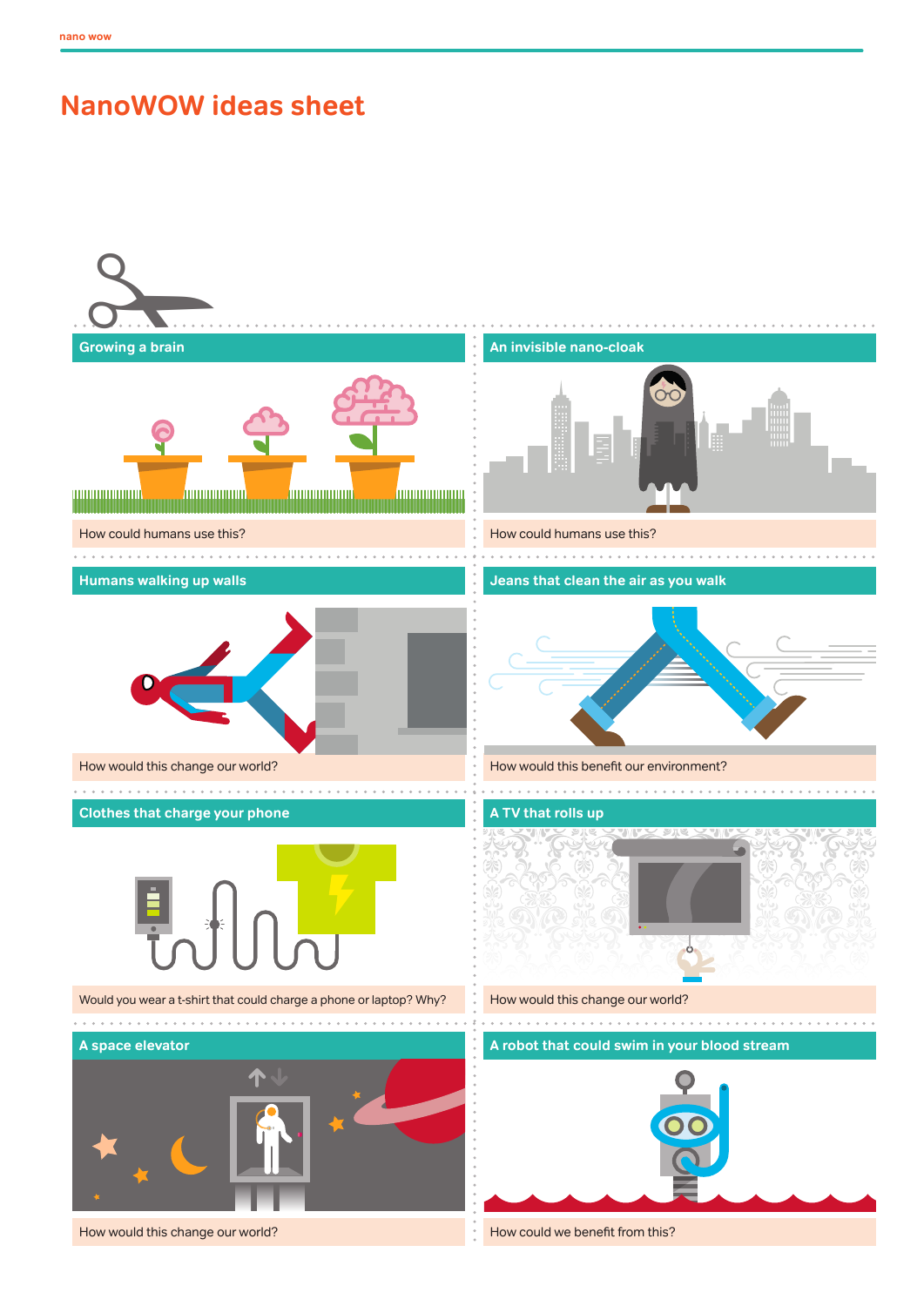# NanoWOW ideas sheet

## Growing a brain

How could humans use this?

## An invisible nano-cloak

How could humans use this?

## Humans walking up walls

How would this change our world?

## Jeans that clean the air as you walk

How would this benefit our environment?

## Clothes that charge your phone

Would you wear a t-shirt that could charge a phone or laptop? Why?

## A TV that rolls up

How would this change our world?

## A space elevator

How would this change our world?

## A robot that could swim in your blood stream

How could we benefit from this?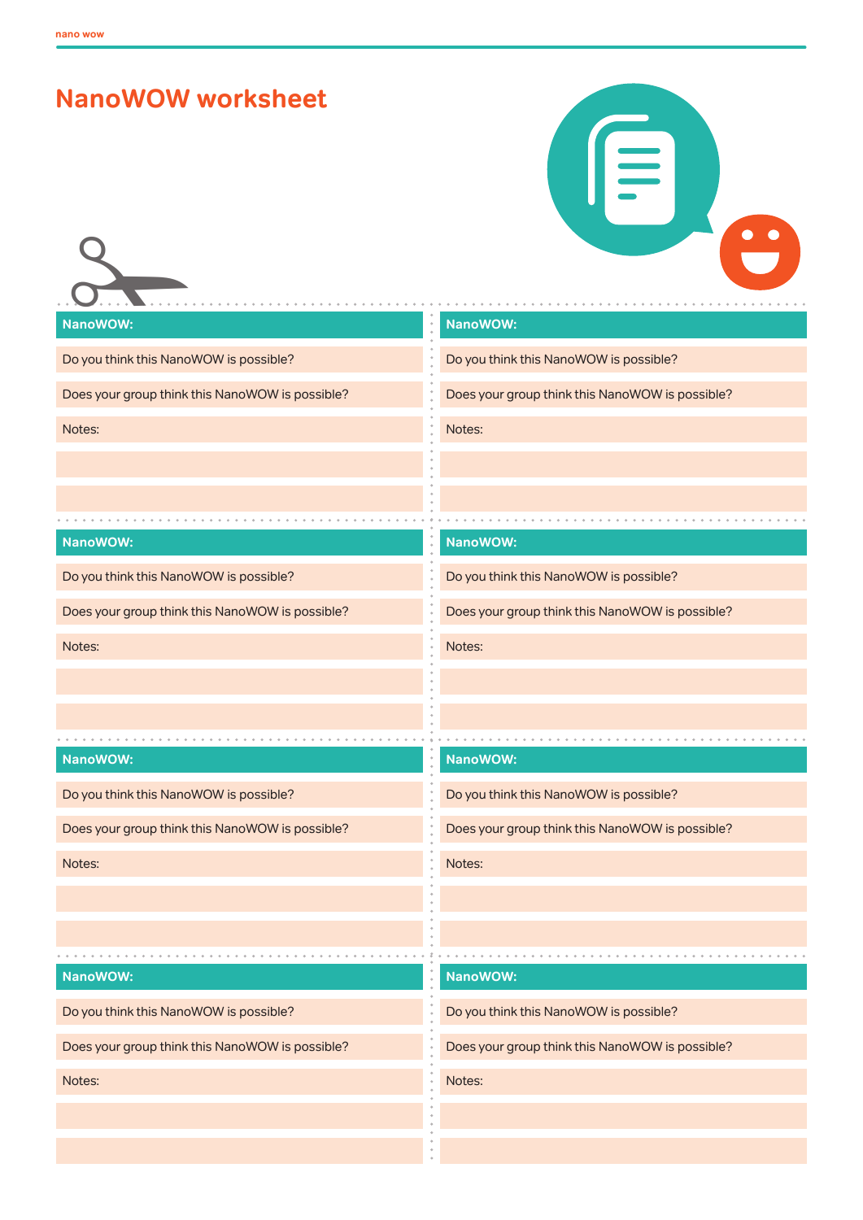# NanoWOW worksheet

**NanoWOW:**

Do you think this NanoWOW is possible?

Does your group think this NanoWOW is possible?

Notes:

**NanoWOW:**

Do you think this NanoWOW is possible?

Does your group think this NanoWOW is possible?

Notes:

**NanoWOW:**

Do you think this NanoWOW is possible?

Does your group think this NanoWOW is possible?

Notes:

**NanoWOW:**

Do you think this NanoWOW is possible?

Does your group think this NanoWOW is possible?

Notes:

**NanoWOW:**

Do you think this NanoWOW is possible?

Does your group think this NanoWOW is possible?

Notes:

**NanoWOW:**

Do you think this NanoWOW is possible?

Does your group think this NanoWOW is possible?

Notes:

**NanoWOW:**

Do you think this NanoWOW is possible?

Does your group think this NanoWOW is possible?

Notes:

**NanoWOW:**

Do you think this NanoWOW is possible?

Does your group think this NanoWOW is possible?

Notes: